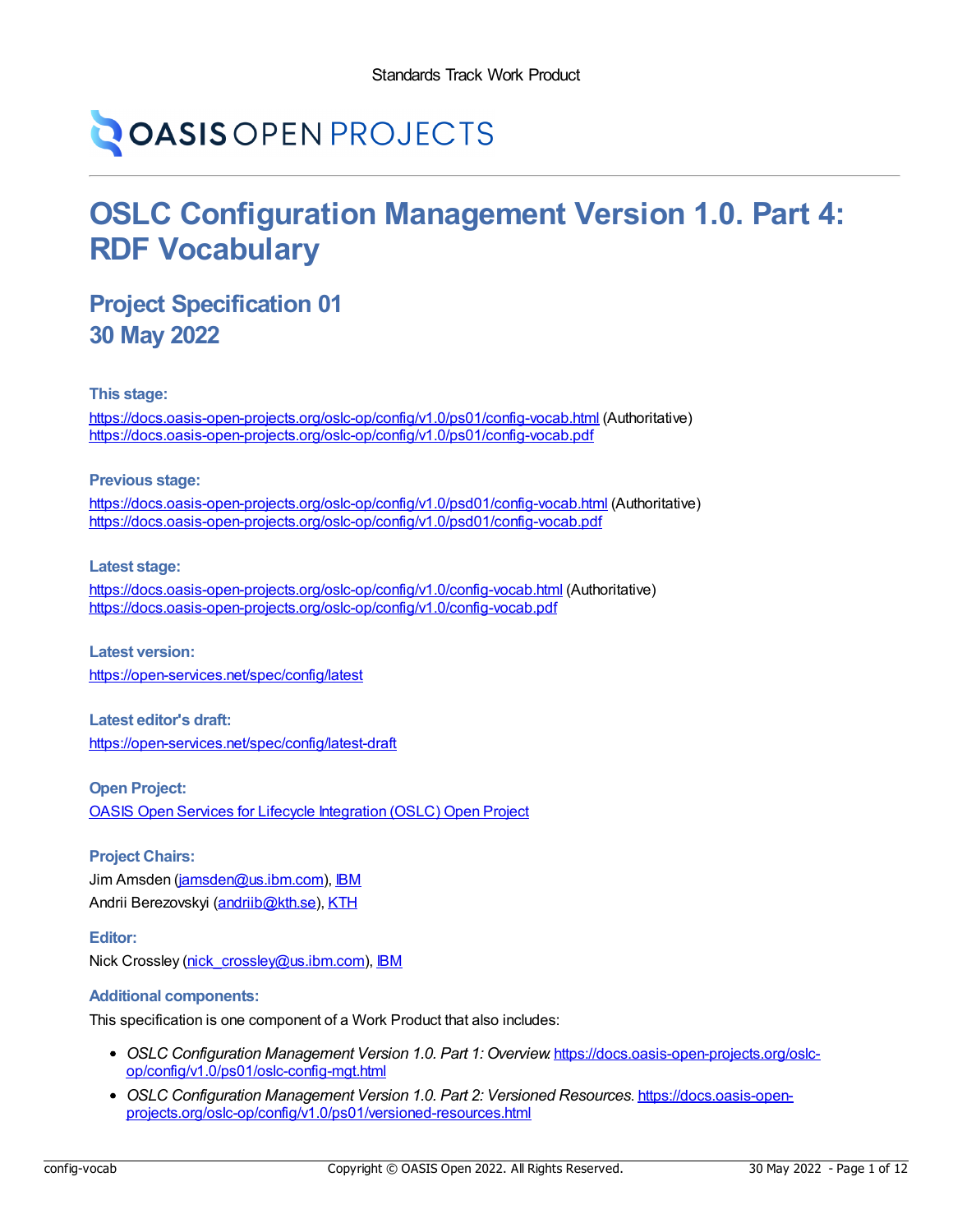Standards Track Work Product

OASIS OPEN PROJECTS

# OSLC Configuration Management Version 1.0. Part 4: RDF Vocabulary

## Project Specification 01
## 30 May 2022

#### This stage:

https://docs.oasis-open-projects.org/oslc-op/config/v1.0/ps01/config-vocab.html (Authoritative)
https://docs.oasis-open-projects.org/oslc-op/config/v1.0/ps01/config-vocab.pdf

#### Previous stage:

https://docs.oasis-open-projects.org/oslc-op/config/v1.0/psd01/config-vocab.html (Authoritative)
https://docs.oasis-open-projects.org/oslc-op/config/v1.0/psd01/config-vocab.pdf

#### Latest stage:

https://docs.oasis-open-projects.org/oslc-op/config/v1.0/config-vocab.html (Authoritative)
https://docs.oasis-open-projects.org/oslc-op/config/v1.0/config-vocab.pdf

#### Latest version:

https://open-services.net/spec/config/latest

#### Latest editor's draft:

https://open-services.net/spec/config/latest-draft

#### Open Project:

OASIS Open Services for Lifecycle Integration (OSLC) Open Project

#### Project Chairs:

Jim Amsden (jamsden@us.ibm.com), IBM
Andrii Berezovskyi (andriib@kth.se), KTH

#### Editor:

Nick Crossley (nick_crossley@us.ibm.com), IBM

#### Additional components:

This specification is one component of a Work Product that also includes:

- *OSLC Configuration Management Version 1.0. Part 1: Overview.* https://docs.oasis-open-projects.org/oslc-op/config/v1.0/ps01/oslc-config-mgt.html
- *OSLC Configuration Management Version 1.0. Part 2: Versioned Resources.* https://docs.oasis-open-projects.org/oslc-op/config/v1.0/ps01/versioned-resources.html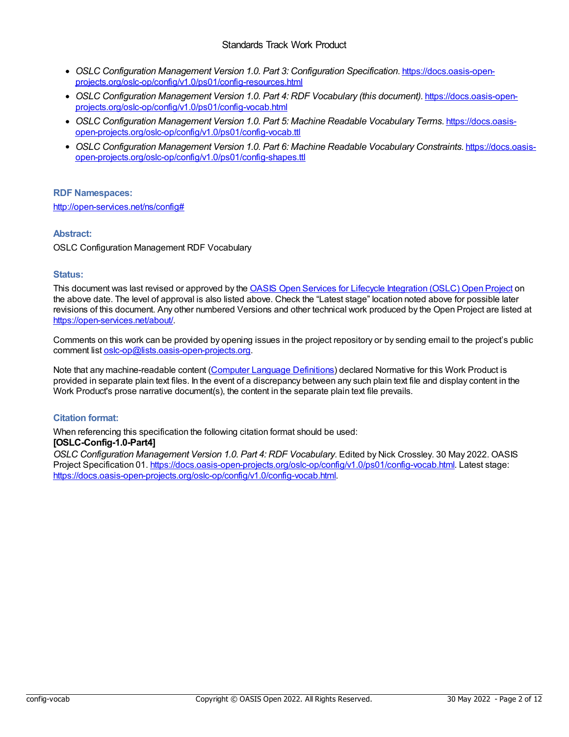- *OSLC Configuration Management Version 1.0. Part 3: Configuration Specification*. [https://docs.oasis-open-projects.org/oslc-op/config/v1.0/ps01/config-resources.html](https://docs.oasis-open-projects.org/oslc-op/config/v1.0/ps01/config-resources.html)
- *OSLC Configuration Management Version 1.0. Part 4: RDF Vocabulary (this document)*. [https://docs.oasis-open-projects.org/oslc-op/config/v1.0/ps01/config-vocab.html](https://docs.oasis-open-projects.org/oslc-op/config/v1.0/ps01/config-vocab.html)
- *OSLC Configuration Management Version 1.0. Part 5: Machine Readable Vocabulary Terms*. [https://docs.oasis-open-projects.org/oslc-op/config/v1.0/ps01/config-vocab.ttl](https://docs.oasis-open-projects.org/oslc-op/config/v1.0/ps01/config-vocab.ttl)
- *OSLC Configuration Management Version 1.0. Part 6: Machine Readable Vocabulary Constraints*. [https://docs.oasis-open-projects.org/oslc-op/config/v1.0/ps01/config-shapes.ttl](https://docs.oasis-open-projects.org/oslc-op/config/v1.0/ps01/config-shapes.ttl)

#### RDF Namespaces:

[http://open-services.net/ns/config#](http://open-services.net/ns/config#)

#### Abstract:

OSLC Configuration Management RDF Vocabulary

#### Status:

This document was last revised or approved by the [OASIS Open Services for Lifecycle Integration (OSLC) Open Project](https://open-services.net/) on the above date. The level of approval is also listed above. Check the "Latest stage" location noted above for possible later revisions of this document. Any other numbered Versions and other technical work produced by the Open Project are listed at [https://open-services.net/about/](https://open-services.net/about/).

Comments on this work can be provided by opening issues in the project repository or by sending email to the project's public comment list [oslc-op@lists.oasis-open-projects.org](mailto:oslc-op@lists.oasis-open-projects.org).

Note that any machine-readable content (Computer Language Definitions) declared Normative for this Work Product is provided in separate plain text files. In the event of a discrepancy between any such plain text file and display content in the Work Product's prose narrative document(s), the content in the separate plain text file prevails.

#### Citation format:

When referencing this specification the following citation format should be used:
**[OSLC-Config-1.0-Part4]**
*OSLC Configuration Management Version 1.0. Part 4: RDF Vocabulary*. Edited by Nick Crossley. 30 May 2022. OASIS Project Specification 01. [https://docs.oasis-open-projects.org/oslc-op/config/v1.0/ps01/config-vocab.html](https://docs.oasis-open-projects.org/oslc-op/config/v1.0/ps01/config-vocab.html). Latest stage: [https://docs.oasis-open-projects.org/oslc-op/config/v1.0/config-vocab.html](https://docs.oasis-open-projects.org/oslc-op/config/v1.0/config-vocab.html).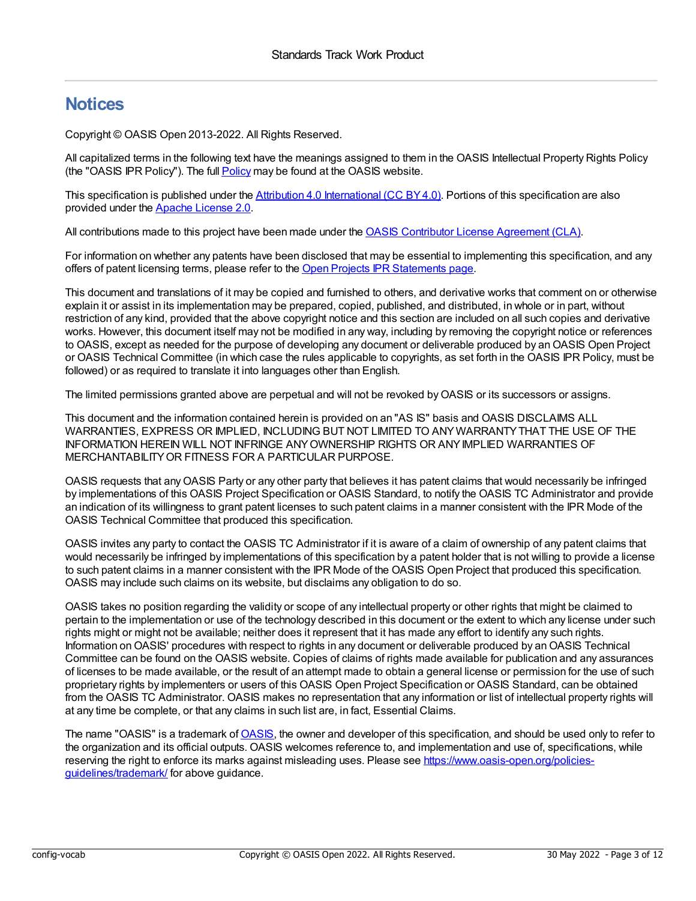# Notices

Copyright © OASIS Open 2013-2022. All Rights Reserved.

All capitalized terms in the following text have the meanings assigned to them in the OASIS Intellectual Property Rights Policy (the "OASIS IPR Policy"). The full Policy may be found at the OASIS website.

This specification is published under the Attribution 4.0 International (CC BY 4.0). Portions of this specification are also provided under the Apache License 2.0.

All contributions made to this project have been made under the OASIS Contributor License Agreement (CLA).

For information on whether any patents have been disclosed that may be essential to implementing this specification, and any offers of patent licensing terms, please refer to the Open Projects IPR Statements page.

This document and translations of it may be copied and furnished to others, and derivative works that comment on or otherwise explain it or assist in its implementation may be prepared, copied, published, and distributed, in whole or in part, without restriction of any kind, provided that the above copyright notice and this section are included on all such copies and derivative works. However, this document itself may not be modified in any way, including by removing the copyright notice or references to OASIS, except as needed for the purpose of developing any document or deliverable produced by an OASIS Open Project or OASIS Technical Committee (in which case the rules applicable to copyrights, as set forth in the OASIS IPR Policy, must be followed) or as required to translate it into languages other than English.

The limited permissions granted above are perpetual and will not be revoked by OASIS or its successors or assigns.

This document and the information contained herein is provided on an "AS IS" basis and OASIS DISCLAIMS ALL WARRANTIES, EXPRESS OR IMPLIED, INCLUDING BUT NOT LIMITED TO ANY WARRANTY THAT THE USE OF THE INFORMATION HEREIN WILL NOT INFRINGE ANY OWNERSHIP RIGHTS OR ANY IMPLIED WARRANTIES OF MERCHANTABILITY OR FITNESS FOR A PARTICULAR PURPOSE.

OASIS requests that any OASIS Party or any other party that believes it has patent claims that would necessarily be infringed by implementations of this OASIS Project Specification or OASIS Standard, to notify the OASIS TC Administrator and provide an indication of its willingness to grant patent licenses to such patent claims in a manner consistent with the IPR Mode of the OASIS Technical Committee that produced this specification.

OASIS invites any party to contact the OASIS TC Administrator if it is aware of a claim of ownership of any patent claims that would necessarily be infringed by implementations of this specification by a patent holder that is not willing to provide a license to such patent claims in a manner consistent with the IPR Mode of the OASIS Open Project that produced this specification. OASIS may include such claims on its website, but disclaims any obligation to do so.

OASIS takes no position regarding the validity or scope of any intellectual property or other rights that might be claimed to pertain to the implementation or use of the technology described in this document or the extent to which any license under such rights might or might not be available; neither does it represent that it has made any effort to identify any such rights. Information on OASIS' procedures with respect to rights in any document or deliverable produced by an OASIS Technical Committee can be found on the OASIS website. Copies of claims of rights made available for publication and any assurances of licenses to be made available, or the result of an attempt made to obtain a general license or permission for the use of such proprietary rights by implementers or users of this OASIS Open Project Specification or OASIS Standard, can be obtained from the OASIS TC Administrator. OASIS makes no representation that any information or list of intellectual property rights will at any time be complete, or that any claims in such list are, in fact, Essential Claims.

The name "OASIS" is a trademark of OASIS, the owner and developer of this specification, and should be used only to refer to the organization and its official outputs. OASIS welcomes reference to, and implementation and use of, specifications, while reserving the right to enforce its marks against misleading uses. Please see https://www.oasis-open.org/policies-guidelines/trademark/ for above guidance.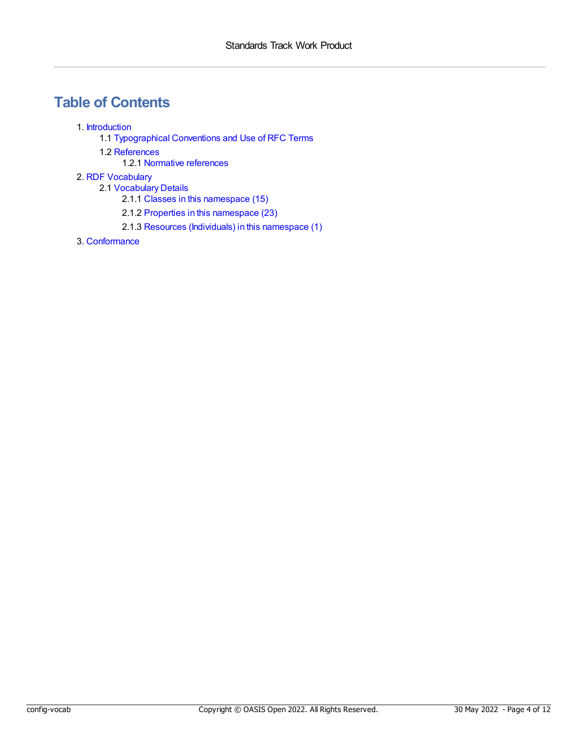# Table of Contents

1. Introduction
    - 1.1 Typographical Conventions and Use of RFC Terms
    - 1.2 References
        - 1.2.1 Normative references
2. RDF Vocabulary
    - 2.1 Vocabulary Details
        - 2.1.1 Classes in this namespace (15)
        - 2.1.2 Properties in this namespace (23)
        - 2.1.3 Resources (Individuals) in this namespace (1)
3. Conformance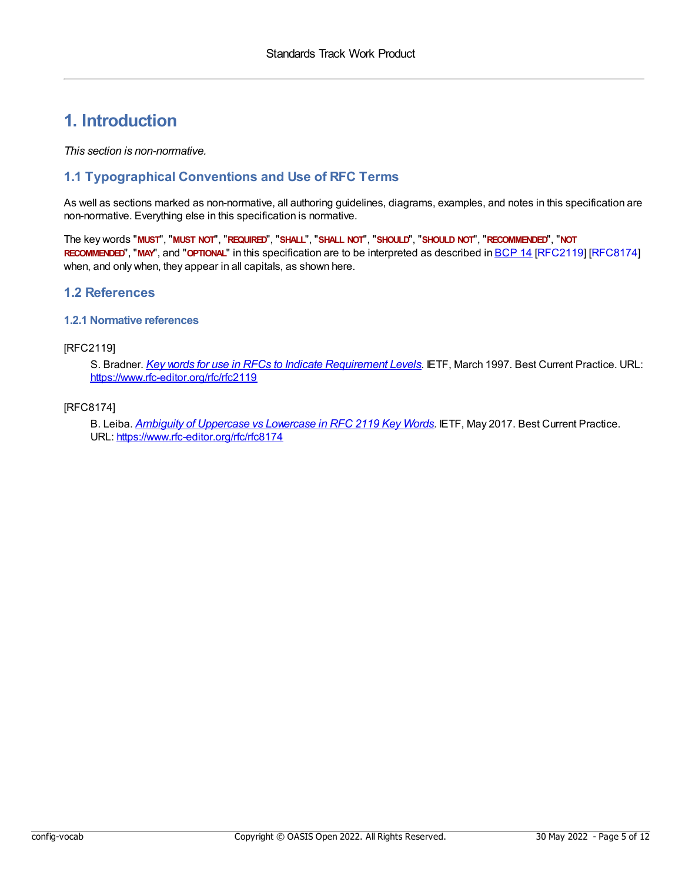# 1. Introduction

*This section is non-normative.*

## 1.1 Typographical Conventions and Use of RFC Terms

As well as sections marked as non-normative, all authoring guidelines, diagrams, examples, and notes in this specification are non-normative. Everything else in this specification is normative.

The key words "**MUST**", "**MUST NOT**", "**REQUIRED**", "**SHALL**", "**SHALL NOT**", "**SHOULD**", "**SHOULD NOT**", "**RECOMMENDED**", "**NOT RECOMMENDED**", "**MAY**", and "**OPTIONAL**" in this specification are to be interpreted as described in BCP 14 [RFC2119] [RFC8174] when, and only when, they appear in all capitals, as shown here.

## 1.2 References

### 1.2.1 Normative references

[RFC2119]

S. Bradner. *Key words for use in RFCs to Indicate Requirement Levels*. IETF, March 1997. Best Current Practice. URL: https://www.rfc-editor.org/rfc/rfc2119

[RFC8174]

B. Leiba. *Ambiguity of Uppercase vs Lowercase in RFC 2119 Key Words*. IETF, May 2017. Best Current Practice. URL: https://www.rfc-editor.org/rfc/rfc8174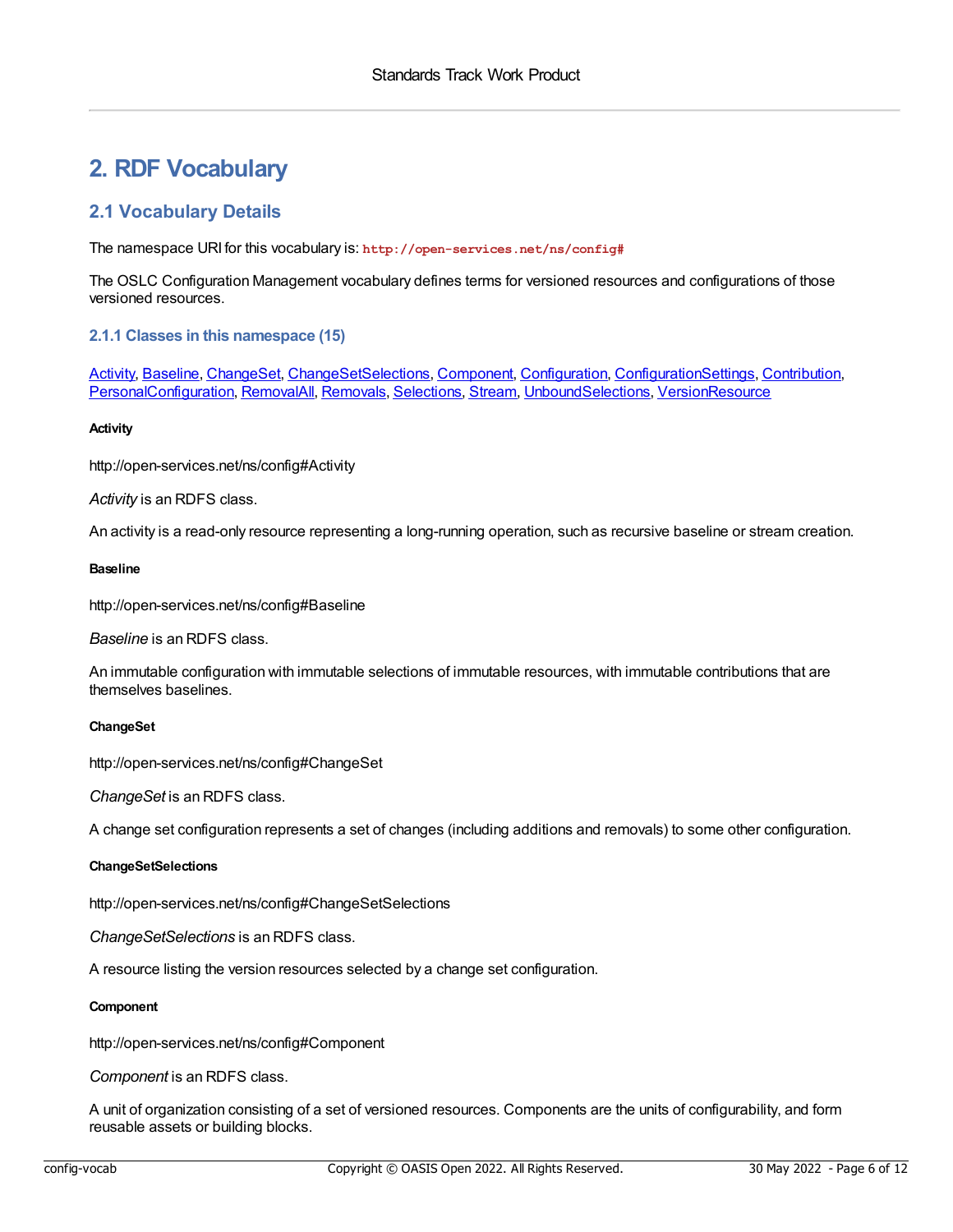# 2. RDF Vocabulary

## 2.1 Vocabulary Details

The namespace URI for this vocabulary is: `http://open-services.net/ns/config#`

The OSLC Configuration Management vocabulary defines terms for versioned resources and configurations of those versioned resources.

### 2.1.1 Classes in this namespace (15)

Activity, Baseline, ChangeSet, ChangeSetSelections, Component, Configuration, ConfigurationSettings, Contribution, PersonalConfiguration, RemovalAll, Removals, Selections, Stream, UnboundSelections, VersionResource

#### Activity

http://open-services.net/ns/config#Activity

*Activity* is an RDFS class.

An activity is a read-only resource representing a long-running operation, such as recursive baseline or stream creation.

#### Baseline

http://open-services.net/ns/config#Baseline

*Baseline* is an RDFS class.

An immutable configuration with immutable selections of immutable resources, with immutable contributions that are themselves baselines.

#### ChangeSet

http://open-services.net/ns/config#ChangeSet

*ChangeSet* is an RDFS class.

A change set configuration represents a set of changes (including additions and removals) to some other configuration.

#### ChangeSetSelections

http://open-services.net/ns/config#ChangeSetSelections

*ChangeSetSelections* is an RDFS class.

A resource listing the version resources selected by a change set configuration.

#### Component

http://open-services.net/ns/config#Component

*Component* is an RDFS class.

A unit of organization consisting of a set of versioned resources. Components are the units of configurability, and form reusable assets or building blocks.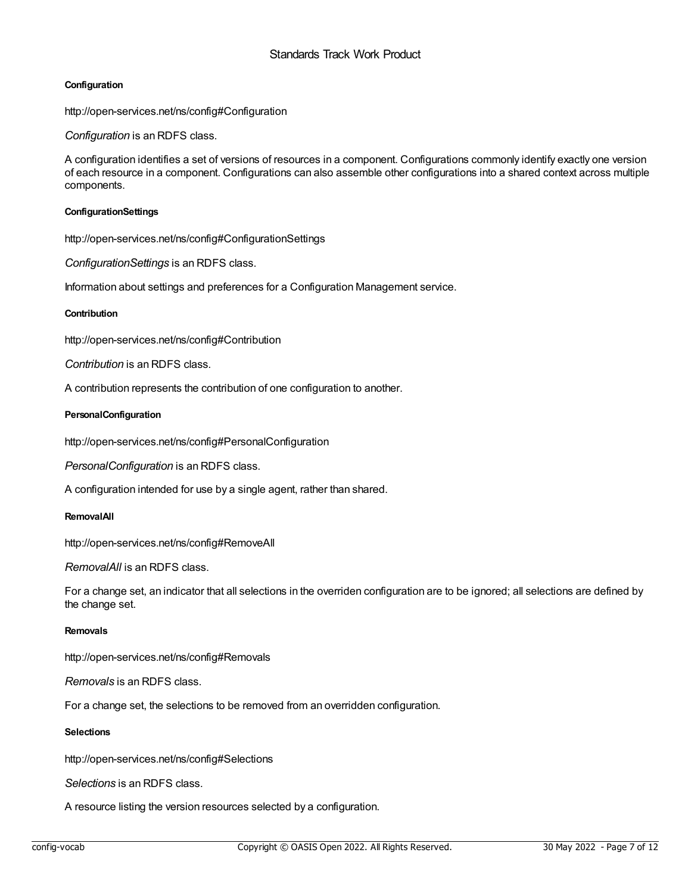#### Configuration

http://open-services.net/ns/config#Configuration

*Configuration* is an RDFS class.

A configuration identifies a set of versions of resources in a component. Configurations commonly identify exactly one version of each resource in a component. Configurations can also assemble other configurations into a shared context across multiple components.

#### ConfigurationSettings

http://open-services.net/ns/config#ConfigurationSettings

*ConfigurationSettings* is an RDFS class.

Information about settings and preferences for a Configuration Management service.

#### Contribution

http://open-services.net/ns/config#Contribution

*Contribution* is an RDFS class.

A contribution represents the contribution of one configuration to another.

#### PersonalConfiguration

http://open-services.net/ns/config#PersonalConfiguration

*PersonalConfiguration* is an RDFS class.

A configuration intended for use by a single agent, rather than shared.

#### RemovalAll

http://open-services.net/ns/config#RemoveAll

*RemovalAll* is an RDFS class.

For a change set, an indicator that all selections in the overriden configuration are to be ignored; all selections are defined by the change set.

#### Removals

http://open-services.net/ns/config#Removals

*Removals* is an RDFS class.

For a change set, the selections to be removed from an overridden configuration.

#### Selections

http://open-services.net/ns/config#Selections

*Selections* is an RDFS class.

A resource listing the version resources selected by a configuration.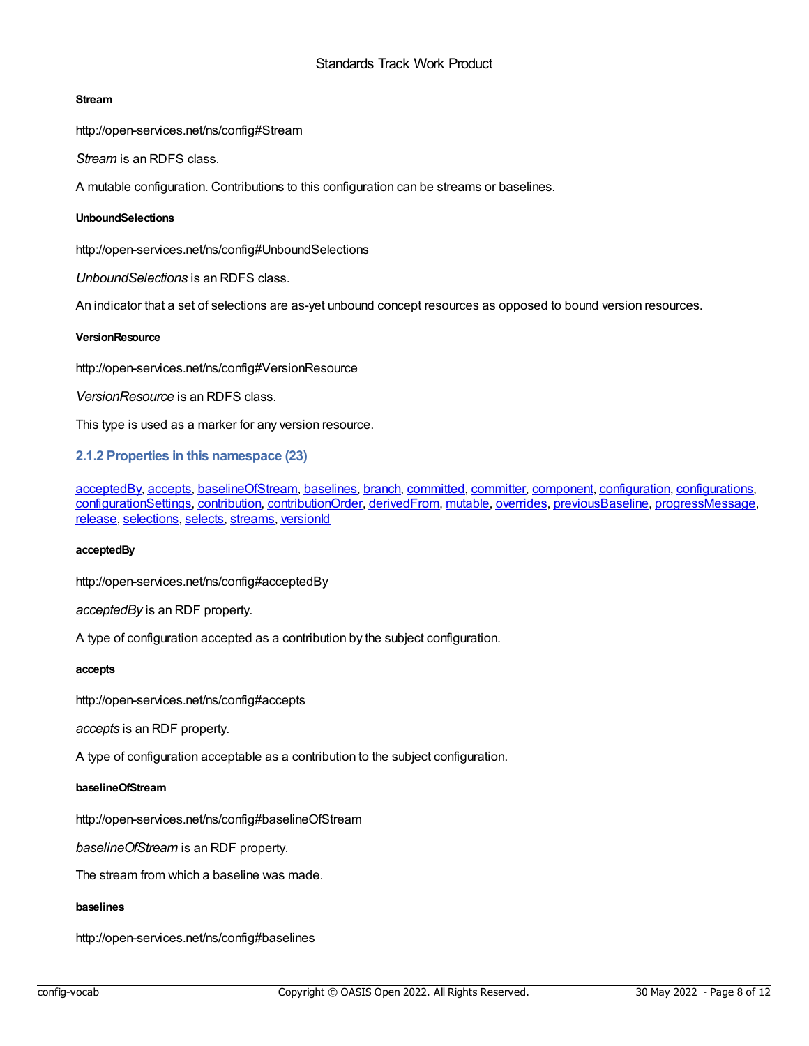#### Stream

http://open-services.net/ns/config#Stream

*Stream* is an RDFS class.

A mutable configuration. Contributions to this configuration can be streams or baselines.

#### UnboundSelections

http://open-services.net/ns/config#UnboundSelections

*UnboundSelections* is an RDFS class.

An indicator that a set of selections are as-yet unbound concept resources as opposed to bound version resources.

#### VersionResource

http://open-services.net/ns/config#VersionResource

*VersionResource* is an RDFS class.

This type is used as a marker for any version resource.

### 2.1.2 Properties in this namespace (23)

acceptedBy, accepts, baselineOfStream, baselines, branch, committed, committer, component, configuration, configurations, configurationSettings, contribution, contributionOrder, derivedFrom, mutable, overrides, previousBaseline, progressMessage, release, selections, selects, streams, versionId

#### acceptedBy

http://open-services.net/ns/config#acceptedBy

*acceptedBy* is an RDF property.

A type of configuration accepted as a contribution by the subject configuration.

#### accepts

http://open-services.net/ns/config#accepts

*accepts* is an RDF property.

A type of configuration acceptable as a contribution to the subject configuration.

#### baselineOfStream

http://open-services.net/ns/config#baselineOfStream

*baselineOfStream* is an RDF property.

The stream from which a baseline was made.

#### baselines

http://open-services.net/ns/config#baselines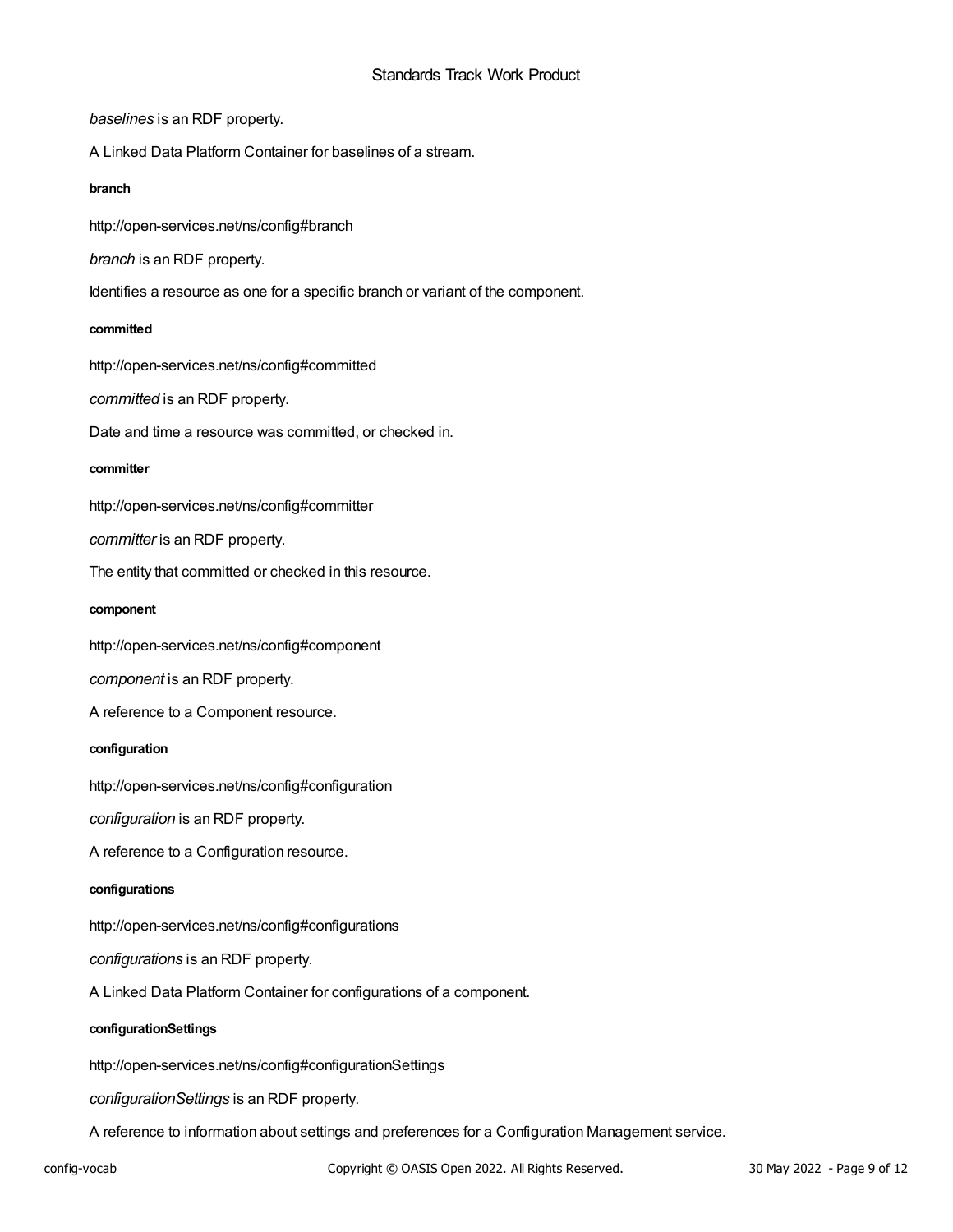*baselines* is an RDF property.

A Linked Data Platform Container for baselines of a stream.

##### branch

http://open-services.net/ns/config#branch

*branch* is an RDF property.

Identifies a resource as one for a specific branch or variant of the component.

##### committed

http://open-services.net/ns/config#committed

*committed* is an RDF property.

Date and time a resource was committed, or checked in.

##### committer

http://open-services.net/ns/config#committer

*committer* is an RDF property.

The entity that committed or checked in this resource.

##### component

http://open-services.net/ns/config#component

*component* is an RDF property.

A reference to a Component resource.

##### configuration

http://open-services.net/ns/config#configuration

*configuration* is an RDF property.

A reference to a Configuration resource.

##### configurations

http://open-services.net/ns/config#configurations

*configurations* is an RDF property.

A Linked Data Platform Container for configurations of a component.

##### configurationSettings

http://open-services.net/ns/config#configurationSettings

*configurationSettings* is an RDF property.

A reference to information about settings and preferences for a Configuration Management service.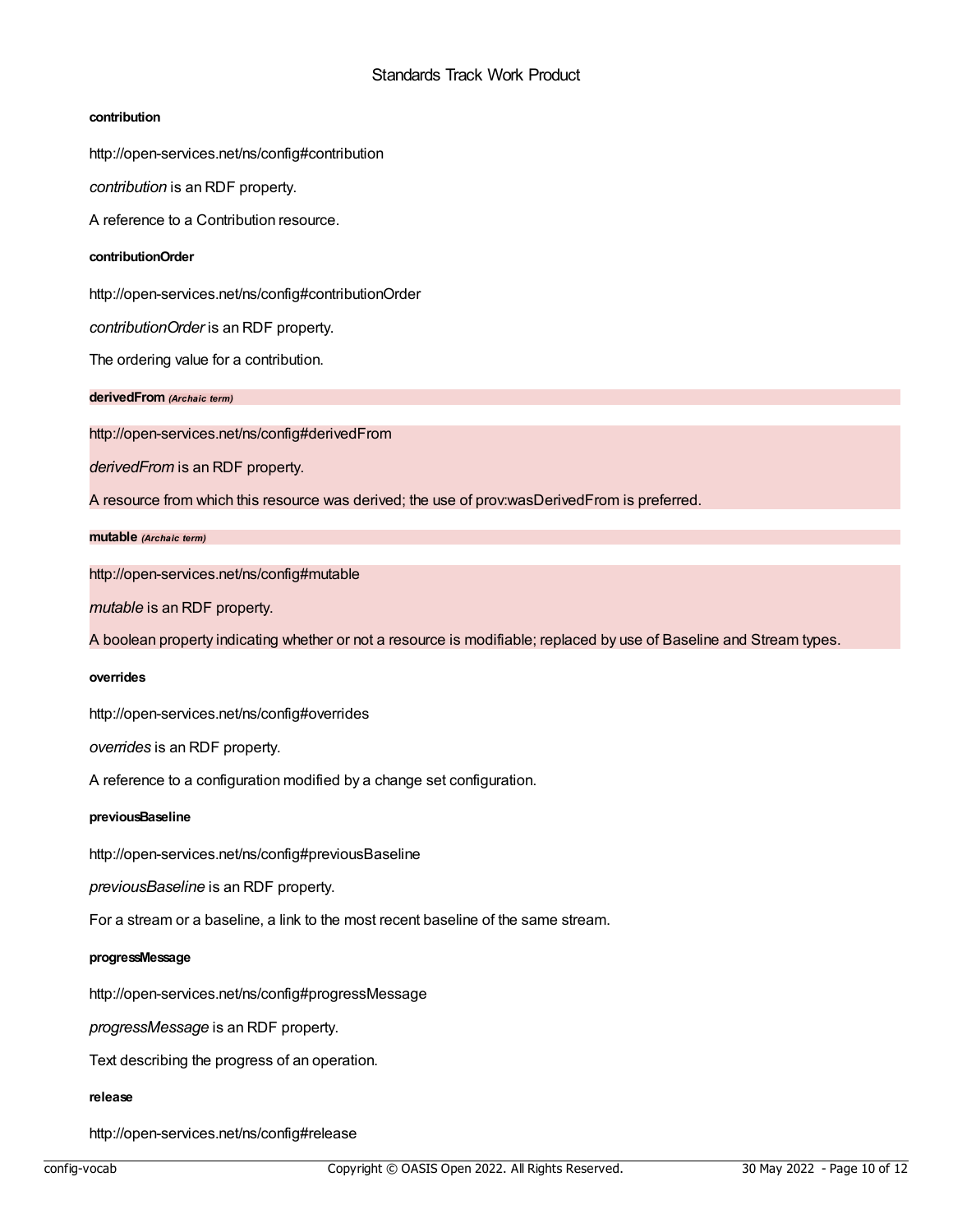#### contribution

http://open-services.net/ns/config#contribution

*contribution* is an RDF property.

A reference to a Contribution resource.

#### contributionOrder

http://open-services.net/ns/config#contributionOrder

*contributionOrder* is an RDF property.

The ordering value for a contribution.

#### derivedFrom *(Archaic term)*

http://open-services.net/ns/config#derivedFrom

*derivedFrom* is an RDF property.

A resource from which this resource was derived; the use of prov:wasDerivedFrom is preferred.

#### mutable *(Archaic term)*

http://open-services.net/ns/config#mutable

*mutable* is an RDF property.

A boolean property indicating whether or not a resource is modifiable; replaced by use of Baseline and Stream types.

#### overrides

http://open-services.net/ns/config#overrides

*overrides* is an RDF property.

A reference to a configuration modified by a change set configuration.

#### previousBaseline

http://open-services.net/ns/config#previousBaseline

*previousBaseline* is an RDF property.

For a stream or a baseline, a link to the most recent baseline of the same stream.

#### progressMessage

http://open-services.net/ns/config#progressMessage

*progressMessage* is an RDF property.

Text describing the progress of an operation.

#### release

http://open-services.net/ns/config#release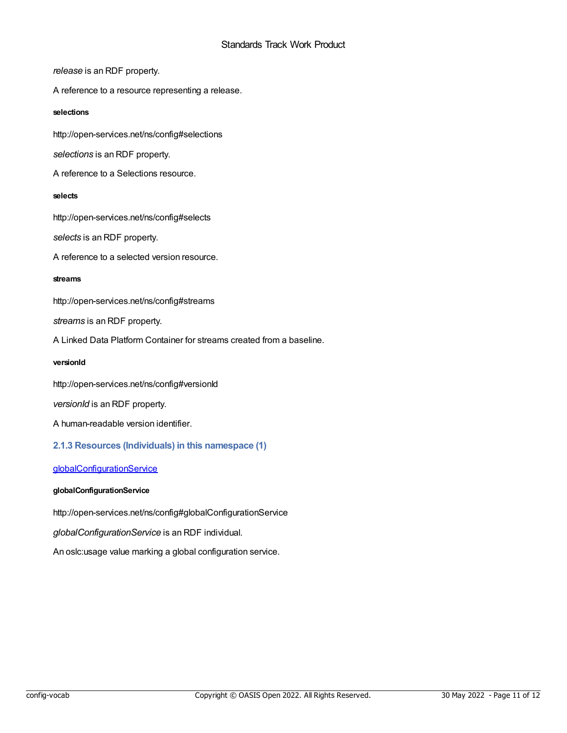*release* is an RDF property.

A reference to a resource representing a release.

#### selections

http://open-services.net/ns/config#selections

*selections* is an RDF property.

A reference to a Selections resource.

#### selects

http://open-services.net/ns/config#selects

*selects* is an RDF property.

A reference to a selected version resource.

#### streams

http://open-services.net/ns/config#streams

*streams* is an RDF property.

A Linked Data Platform Container for streams created from a baseline.

#### versionId

http://open-services.net/ns/config#versionId

*versionId* is an RDF property.

A human-readable version identifier.

### 2.1.3 Resources (Individuals) in this namespace (1)

[globalConfigurationService](#globalConfigurationService)

#### globalConfigurationService

http://open-services.net/ns/config#globalConfigurationService

*globalConfigurationService* is an RDF individual.

An oslc:usage value marking a global configuration service.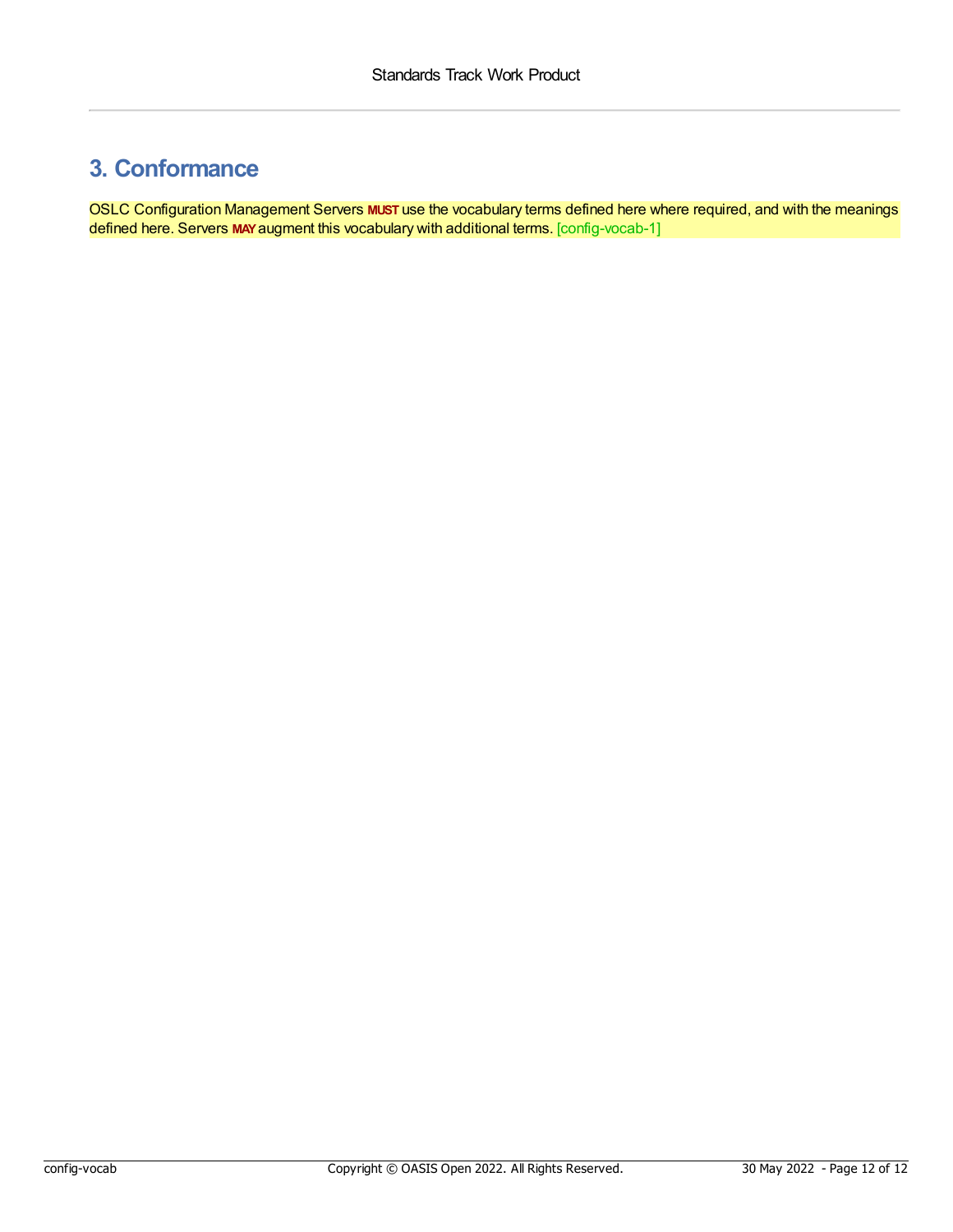# 3. Conformance

OSLC Configuration Management Servers **MUST** use the vocabulary terms defined here where required, and with the meanings defined here. Servers **MAY** augment this vocabulary with additional terms. [config-vocab-1]